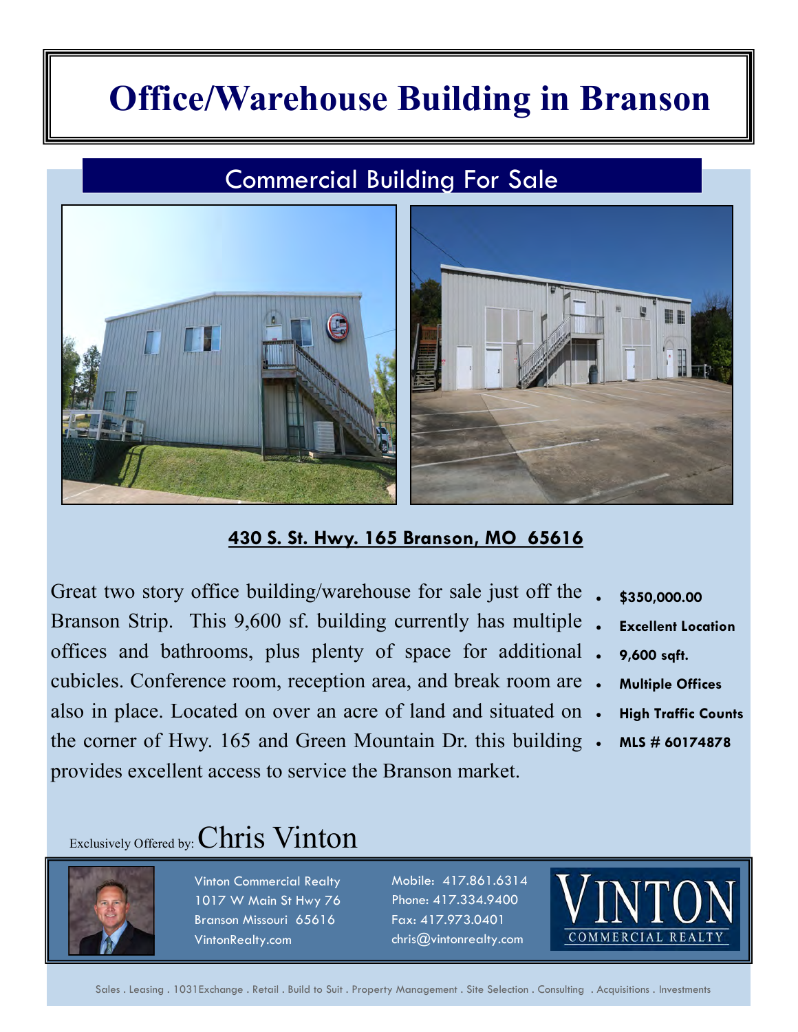# Office/Warehouse Building in Branson

## Commercial Building For Sale

**430 S. St. Hwy. 165 Branson, MO 65616**

Great two story office building/warehouse for sale just off the Branson Strip. This 9,600 sf. building currently has multiple offices and bathrooms, plus plenty of space for additional cubicles. Conference room, reception area, and break room are also in place. Located on over an acre of land and situated on the corner of Hwy. 165 and Green Mountain Dr. this building provides excellent access to service the Branson market.

- **$350,000.00**
- **Excellent Location**
- **9,600 sqft.**
- **Multiple Offices**
- **High Traffic Counts**
- **MLS # 60174878**

Exclusively Offered by: Chris Vinton

Vinton Commercial Realty
1017 W Main St Hwy 76
Branson Missouri 65616
VintonRealty.com

Mobile: 417.861.6314
Phone: 417.334.9400
Fax: 417.973.0401
chris@vintonrealty.com

VINTON COMMERCIAL REALTY

Sales . Leasing . 1031Exchange . Retail . Build to Suit . Property Management . Site Selection . Consulting . Acquisitions . Investments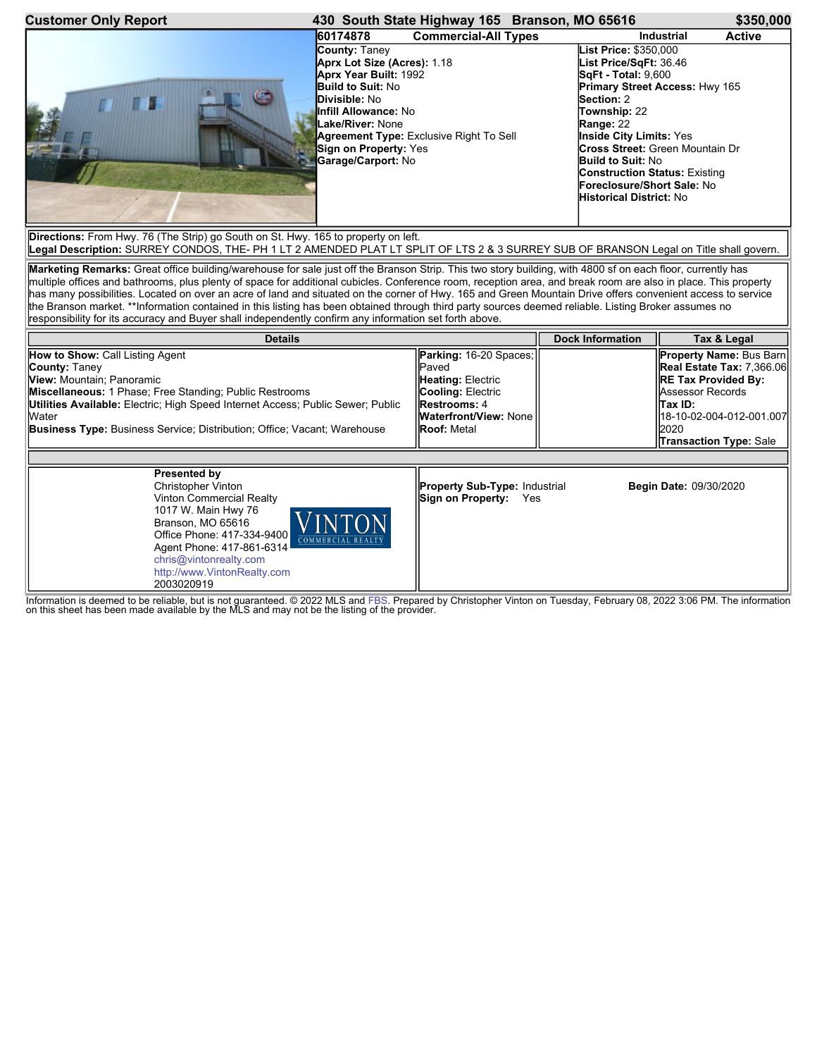**Customer Only Report** | **430 South State Highway 165 Branson, MO 65616** | **$350,000**

**60174878** | **Commercial-All Types** | **Industrial** | **Active**

**County:** Taney
**Aprx Lot Size (Acres):** 1.18
**Aprx Year Built:** 1992
**Build to Suit:** No
**Divisible:** No
**Infill Allowance:** No
**Lake/River:** None
**Agreement Type:** Exclusive Right To Sell
**Sign on Property:** Yes
**Garage/Carport:** No

**List Price:** $350,000
**List Price/SqFt:** 36.46
**SqFt - Total:** 9,600
**Primary Street Access:** Hwy 165
**Section:** 2
**Township:** 22
**Range:** 22
**Inside City Limits:** Yes
**Cross Street:** Green Mountain Dr
**Build to Suit:** No
**Construction Status:** Existing
**Foreclosure/Short Sale:** No
**Historical District:** No

**Directions:** From Hwy. 76 (The Strip) go South on St. Hwy. 165 to property on left.
**Legal Description:** SURREY CONDOS, THE- PH 1 LT 2 AMENDED PLAT LT SPLIT OF LTS 2 & 3 SURREY SUB OF BRANSON Legal on Title shall govern.

**Marketing Remarks:** Great office building/warehouse for sale just off the Branson Strip. This two story building, with 4800 sf on each floor, currently has multiple offices and bathrooms, plus plenty of space for additional cubicles. Conference room, reception area, and break room are also in place. This property has many possibilities. Located on over an acre of land and situated on the corner of Hwy. 165 and Green Mountain Drive offers convenient access to service the Branson market. **Information contained in this listing has been obtained through third party sources deemed reliable. Listing Broker assumes no responsibility for its accuracy and Buyer shall independently confirm any information set forth above.

| Details | | Dock Information | Tax & Legal |
|---|---|---|---|
| **How to Show:** Call Listing Agent<br>**County:** Taney<br>**View:** Mountain; Panoramic<br>**Miscellaneous:** 1 Phase; Free Standing; Public Restrooms<br>**Utilities Available:** Electric; High Speed Internet Access; Public Sewer; Public Water<br>**Business Type:** Business Service; Distribution; Office; Vacant; Warehouse | **Parking:** 16-20 Spaces; Paved<br>**Heating:** Electric<br>**Cooling:** Electric<br>**Restrooms:** 4<br>**Waterfront/View:** None<br>**Roof:** Metal | | **Property Name:** Bus Barn<br>**Real Estate Tax:** 7,366.06<br>**RE Tax Provided By:** Assessor Records<br>**Tax ID:** 18-10-02-004-012-001.007 2020<br>**Transaction Type:** Sale |

**Presented by**
Christopher Vinton
Vinton Commercial Realty
1017 W. Main Hwy 76
Branson, MO 65616
Office Phone: 417-334-9400
Agent Phone: 417-861-6314
chris@vintonrealty.com
http://www.VintonRealty.com
2003020919

VINTON COMMERCIAL REALTY

**Property Sub-Type:** Industrial
**Sign on Property:** Yes
**Begin Date:** 09/30/2020

Information is deemed to be reliable, but is not guaranteed. © 2022 MLS and FBS. Prepared by Christopher Vinton on Tuesday, February 08, 2022 3:06 PM. The information on this sheet has been made available by the MLS and may not be the listing of the provider.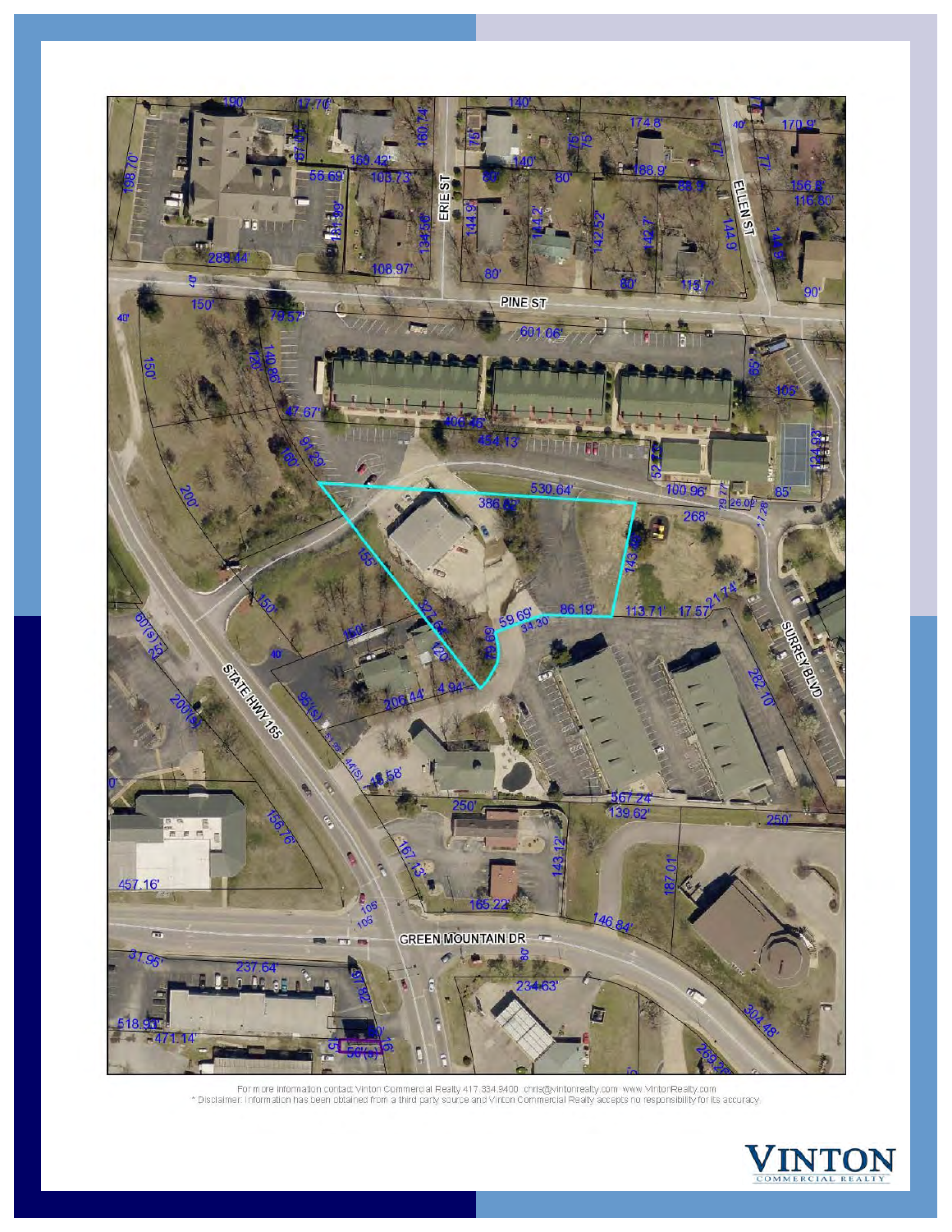For more information contact Vinton Commercial Realty 417.334.9400 chris@vintonrealty.com www.VintonRealty.com
* Disclaimer: Information has been obtained from a third party source and Vinton Commercial Realty accepts no responsibility for its accuracy.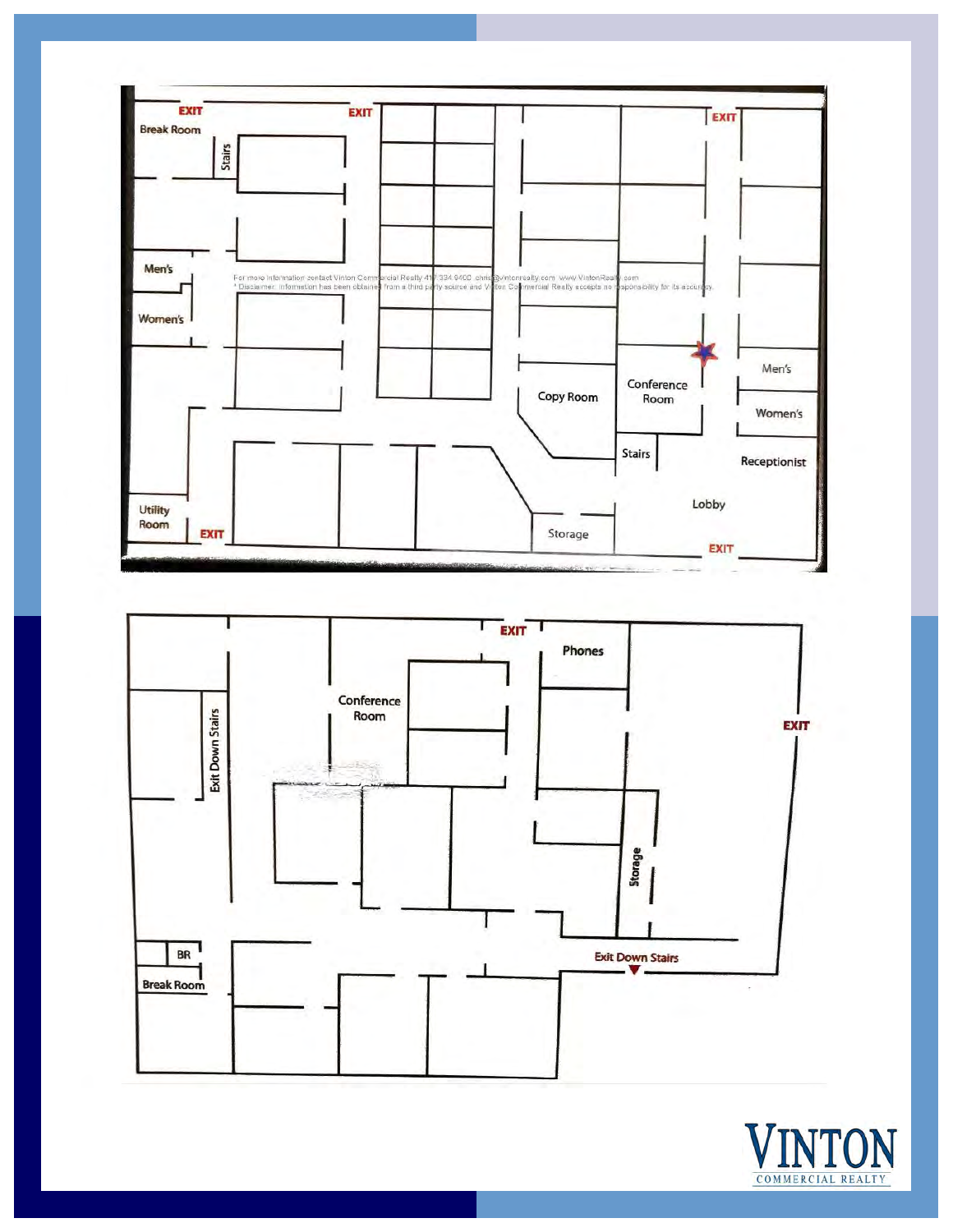EXIT

Break Room

Stairs

EXIT

EXIT

Men's

Women's

For more information contact Vinton Commercial Realty 417.334.9400 chris@vintonrealty.com www.VintonRealty.com
* Disclaimer: Information has been obtained from a third party source and Vinton Commercial Realty accepts no responsibility for its accuracy.

Men's

Conference Room

Copy Room

Women's

Stairs

Receptionist

Lobby

Utility Room

EXIT

Storage

EXIT

EXIT

Phones

Conference Room

EXIT

Exit Down Stairs

Storage

BR

Break Room

Exit Down Stairs

VINTON
COMMERCIAL REALTY